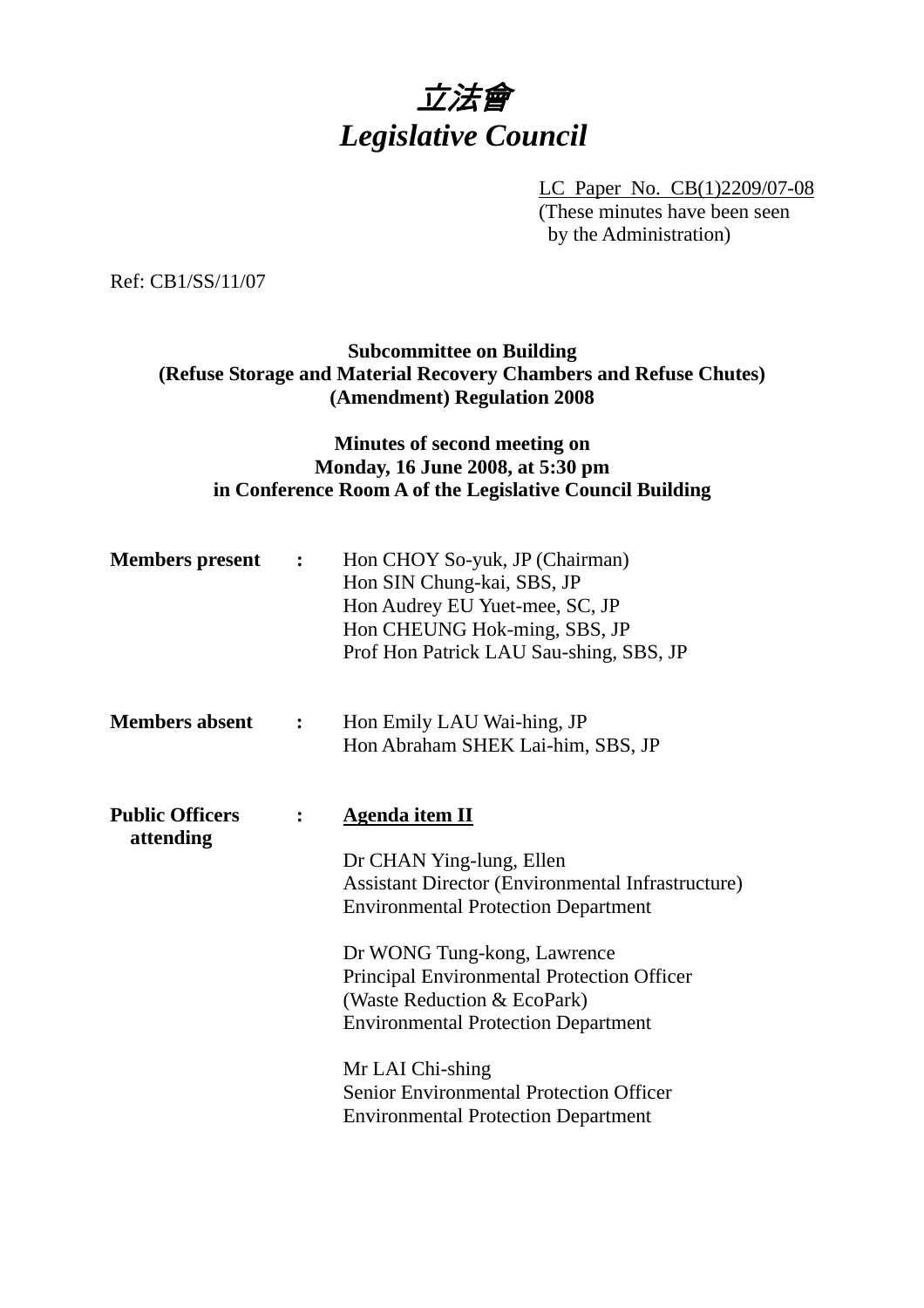# 立法會
# *Legislative Council*

LC Paper No. CB(1)2209/07-08
(These minutes have been seen by the Administration)

Ref: CB1/SS/11/07

**Subcommittee on Building (Refuse Storage and Material Recovery Chambers and Refuse Chutes) (Amendment) Regulation 2008**

**Minutes of second meeting on Monday, 16 June 2008, at 5:30 pm in Conference Room A of the Legislative Council Building**

**Members present :**
Hon CHOY So-yuk, JP (Chairman)
Hon SIN Chung-kai, SBS, JP
Hon Audrey EU Yuet-mee, SC, JP
Hon CHEUNG Hok-ming, SBS, JP
Prof Hon Patrick LAU Sau-shing, SBS, JP

**Members absent :**
Hon Emily LAU Wai-hing, JP
Hon Abraham SHEK Lai-him, SBS, JP

**Public Officers attending :**

**Agenda item II**

Dr CHAN Ying-lung, Ellen
Assistant Director (Environmental Infrastructure)
Environmental Protection Department

Dr WONG Tung-kong, Lawrence
Principal Environmental Protection Officer
(Waste Reduction & EcoPark)
Environmental Protection Department

Mr LAI Chi-shing
Senior Environmental Protection Officer
Environmental Protection Department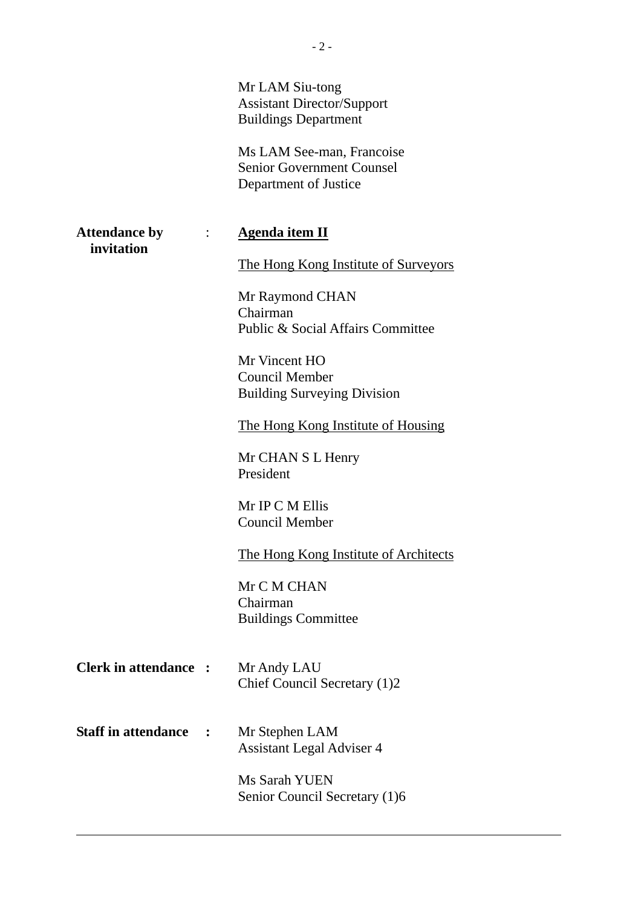Mr LAM Siu-tong
Assistant Director/Support
Buildings Department

Ms LAM See-man, Francoise
Senior Government Counsel
Department of Justice

**Attendance by invitation** : **Agenda item II**

The Hong Kong Institute of Surveyors

Mr Raymond CHAN
Chairman
Public & Social Affairs Committee

Mr Vincent HO
Council Member
Building Surveying Division

The Hong Kong Institute of Housing

Mr CHAN S L Henry
President

Mr IP C M Ellis
Council Member

The Hong Kong Institute of Architects

Mr C M CHAN
Chairman
Buildings Committee

**Clerk in attendance** : Mr Andy LAU
Chief Council Secretary (1)2

**Staff in attendance** : Mr Stephen LAM
Assistant Legal Adviser 4

Ms Sarah YUEN
Senior Council Secretary (1)6

---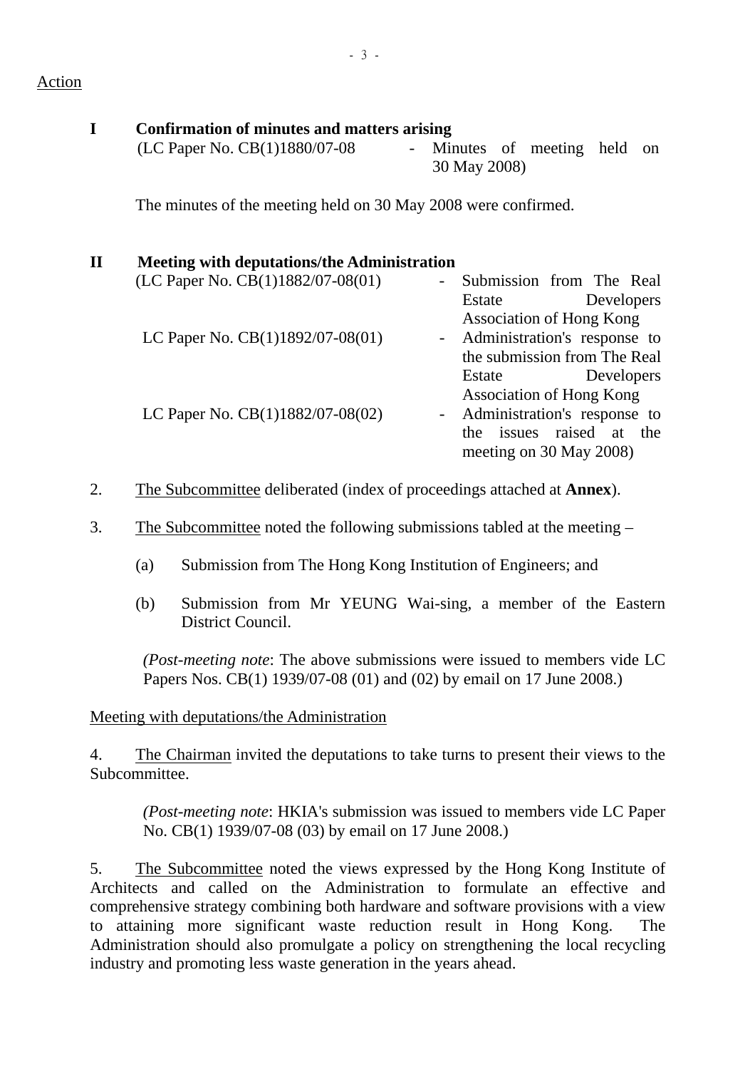Action

**I Confirmation of minutes and matters arising**

(LC Paper No. CB(1)1880/07-08 - Minutes of meeting held on 30 May 2008)

The minutes of the meeting held on 30 May 2008 were confirmed.

**II Meeting with deputations/the Administration**

(LC Paper No. CB(1)1882/07-08(01) - Submission from The Real Estate Developers Association of Hong Kong

LC Paper No. CB(1)1892/07-08(01) - Administration's response to the submission from The Real Estate Developers Association of Hong Kong

LC Paper No. CB(1)1882/07-08(02) - Administration's response to the issues raised at the meeting on 30 May 2008)

2. The Subcommittee deliberated (index of proceedings attached at **Annex**).

3. The Subcommittee noted the following submissions tabled at the meeting –

(a) Submission from The Hong Kong Institution of Engineers; and

(b) Submission from Mr YEUNG Wai-sing, a member of the Eastern District Council.

*(Post-meeting note*: The above submissions were issued to members vide LC Papers Nos. CB(1) 1939/07-08 (01) and (02) by email on 17 June 2008.)

Meeting with deputations/the Administration

4. The Chairman invited the deputations to take turns to present their views to the Subcommittee.

*(Post-meeting note*: HKIA's submission was issued to members vide LC Paper No. CB(1) 1939/07-08 (03) by email on 17 June 2008.)

5. The Subcommittee noted the views expressed by the Hong Kong Institute of Architects and called on the Administration to formulate an effective and comprehensive strategy combining both hardware and software provisions with a view to attaining more significant waste reduction result in Hong Kong. The Administration should also promulgate a policy on strengthening the local recycling industry and promoting less waste generation in the years ahead.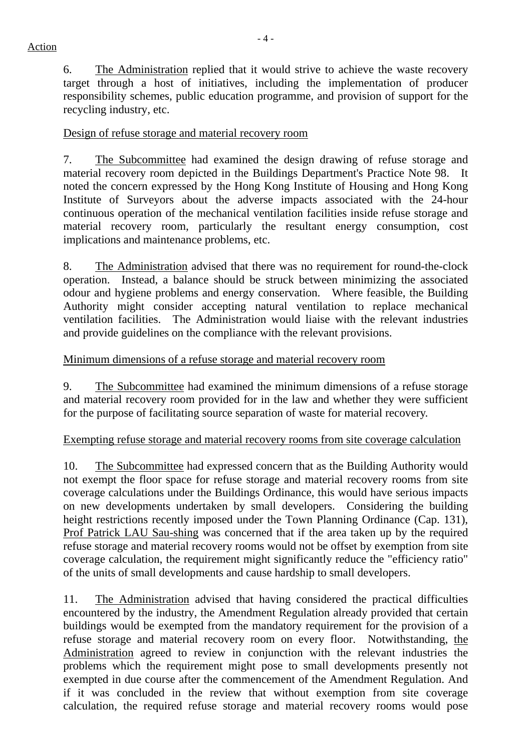Action

6. The Administration replied that it would strive to achieve the waste recovery target through a host of initiatives, including the implementation of producer responsibility schemes, public education programme, and provision of support for the recycling industry, etc.

Design of refuse storage and material recovery room

7. The Subcommittee had examined the design drawing of refuse storage and material recovery room depicted in the Buildings Department's Practice Note 98. It noted the concern expressed by the Hong Kong Institute of Housing and Hong Kong Institute of Surveyors about the adverse impacts associated with the 24-hour continuous operation of the mechanical ventilation facilities inside refuse storage and material recovery room, particularly the resultant energy consumption, cost implications and maintenance problems, etc.

8. The Administration advised that there was no requirement for round-the-clock operation. Instead, a balance should be struck between minimizing the associated odour and hygiene problems and energy conservation. Where feasible, the Building Authority might consider accepting natural ventilation to replace mechanical ventilation facilities. The Administration would liaise with the relevant industries and provide guidelines on the compliance with the relevant provisions.

Minimum dimensions of a refuse storage and material recovery room

9. The Subcommittee had examined the minimum dimensions of a refuse storage and material recovery room provided for in the law and whether they were sufficient for the purpose of facilitating source separation of waste for material recovery.

Exempting refuse storage and material recovery rooms from site coverage calculation

10. The Subcommittee had expressed concern that as the Building Authority would not exempt the floor space for refuse storage and material recovery rooms from site coverage calculations under the Buildings Ordinance, this would have serious impacts on new developments undertaken by small developers. Considering the building height restrictions recently imposed under the Town Planning Ordinance (Cap. 131), Prof Patrick LAU Sau-shing was concerned that if the area taken up by the required refuse storage and material recovery rooms would not be offset by exemption from site coverage calculation, the requirement might significantly reduce the "efficiency ratio" of the units of small developments and cause hardship to small developers.

11. The Administration advised that having considered the practical difficulties encountered by the industry, the Amendment Regulation already provided that certain buildings would be exempted from the mandatory requirement for the provision of a refuse storage and material recovery room on every floor. Notwithstanding, the Administration agreed to review in conjunction with the relevant industries the problems which the requirement might pose to small developments presently not exempted in due course after the commencement of the Amendment Regulation. And if it was concluded in the review that without exemption from site coverage calculation, the required refuse storage and material recovery rooms would pose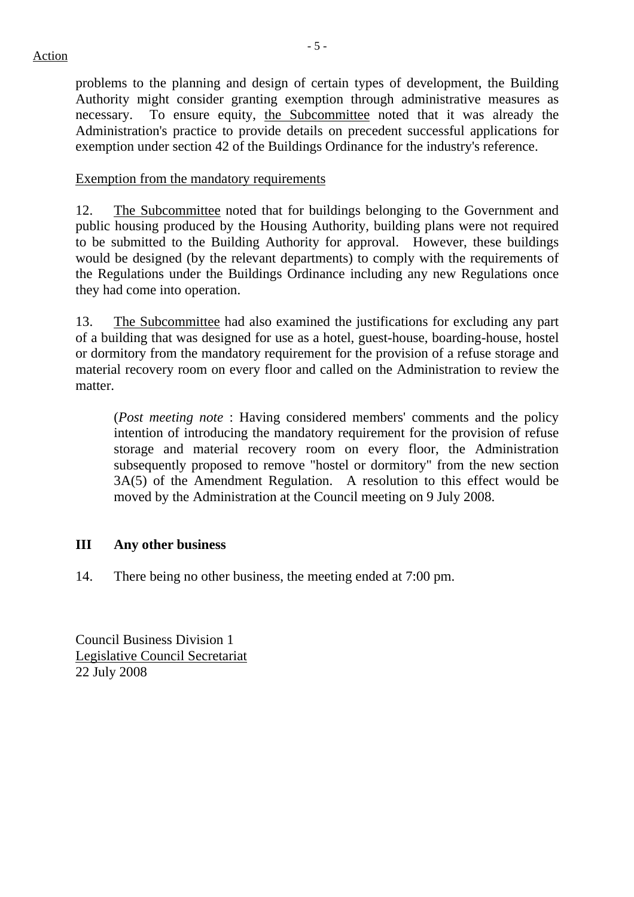problems to the planning and design of certain types of development, the Building Authority might consider granting exemption through administrative measures as necessary. To ensure equity, the Subcommittee noted that it was already the Administration's practice to provide details on precedent successful applications for exemption under section 42 of the Buildings Ordinance for the industry's reference.

Exemption from the mandatory requirements

12. The Subcommittee noted that for buildings belonging to the Government and public housing produced by the Housing Authority, building plans were not required to be submitted to the Building Authority for approval. However, these buildings would be designed (by the relevant departments) to comply with the requirements of the Regulations under the Buildings Ordinance including any new Regulations once they had come into operation.

13. The Subcommittee had also examined the justifications for excluding any part of a building that was designed for use as a hotel, guest-house, boarding-house, hostel or dormitory from the mandatory requirement for the provision of a refuse storage and material recovery room on every floor and called on the Administration to review the matter.

> (*Post meeting note* : Having considered members' comments and the policy intention of introducing the mandatory requirement for the provision of refuse storage and material recovery room on every floor, the Administration subsequently proposed to remove "hostel or dormitory" from the new section 3A(5) of the Amendment Regulation. A resolution to this effect would be moved by the Administration at the Council meeting on 9 July 2008.

## III Any other business

14. There being no other business, the meeting ended at 7:00 pm.

Council Business Division 1
Legislative Council Secretariat
22 July 2008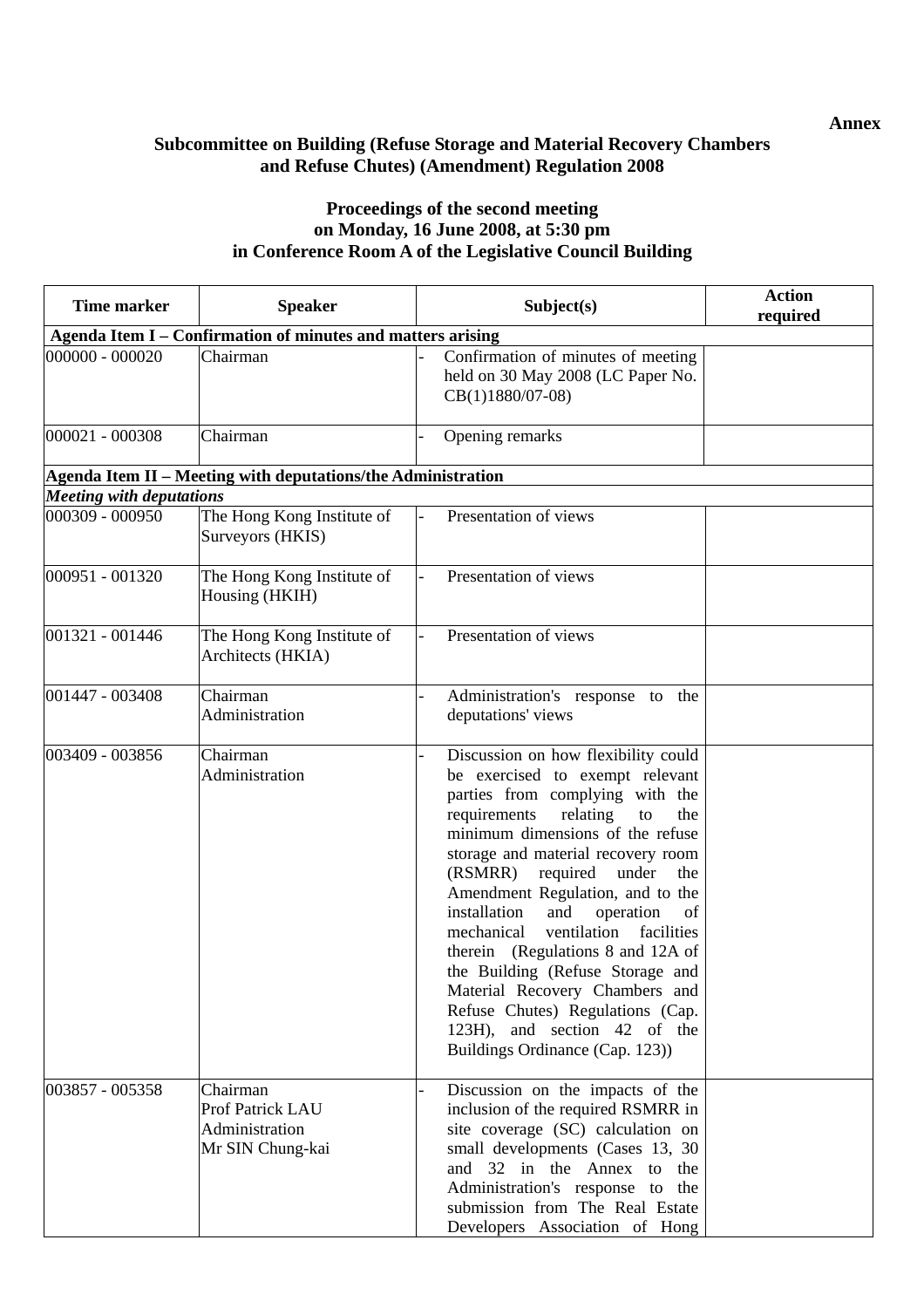**Annex**

**Subcommittee on Building (Refuse Storage and Material Recovery Chambers and Refuse Chutes) (Amendment) Regulation 2008**

**Proceedings of the second meeting on Monday, 16 June 2008, at 5:30 pm in Conference Room A of the Legislative Council Building**

| Time marker | Speaker | Subject(s) | Action required |
|---|---|---|---|
| **Agenda Item I – Confirmation of minutes and matters arising** | | | |
| 000000 - 000020 | Chairman | - Confirmation of minutes of meeting held on 30 May 2008 (LC Paper No. CB(1)1880/07-08) | |
| 000021 - 000308 | Chairman | - Opening remarks | |
| **Agenda Item II – Meeting with deputations/the Administration** | | | |
| ***Meeting with deputations*** | | | |
| 000309 - 000950 | The Hong Kong Institute of Surveyors (HKIS) | - Presentation of views | |
| 000951 - 001320 | The Hong Kong Institute of Housing (HKIH) | - Presentation of views | |
| 001321 - 001446 | The Hong Kong Institute of Architects (HKIA) | - Presentation of views | |
| 001447 - 003408 | Chairman<br>Administration | - Administration's response to the deputations' views | |
| 003409 - 003856 | Chairman<br>Administration | - Discussion on how flexibility could be exercised to exempt relevant parties from complying with the requirements relating to the minimum dimensions of the refuse storage and material recovery room (RSMRR) required under the Amendment Regulation, and to the installation and operation of mechanical ventilation facilities therein (Regulations 8 and 12A of the Building (Refuse Storage and Material Recovery Chambers and Refuse Chutes) Regulations (Cap. 123H), and section 42 of the Buildings Ordinance (Cap. 123)) | |
| 003857 - 005358 | Chairman<br>Prof Patrick LAU<br>Administration<br>Mr SIN Chung-kai | - Discussion on the impacts of the inclusion of the required RSMRR in site coverage (SC) calculation on small developments (Cases 13, 30 and 32 in the Annex to the Administration's response to the submission from The Real Estate Developers Association of Hong | |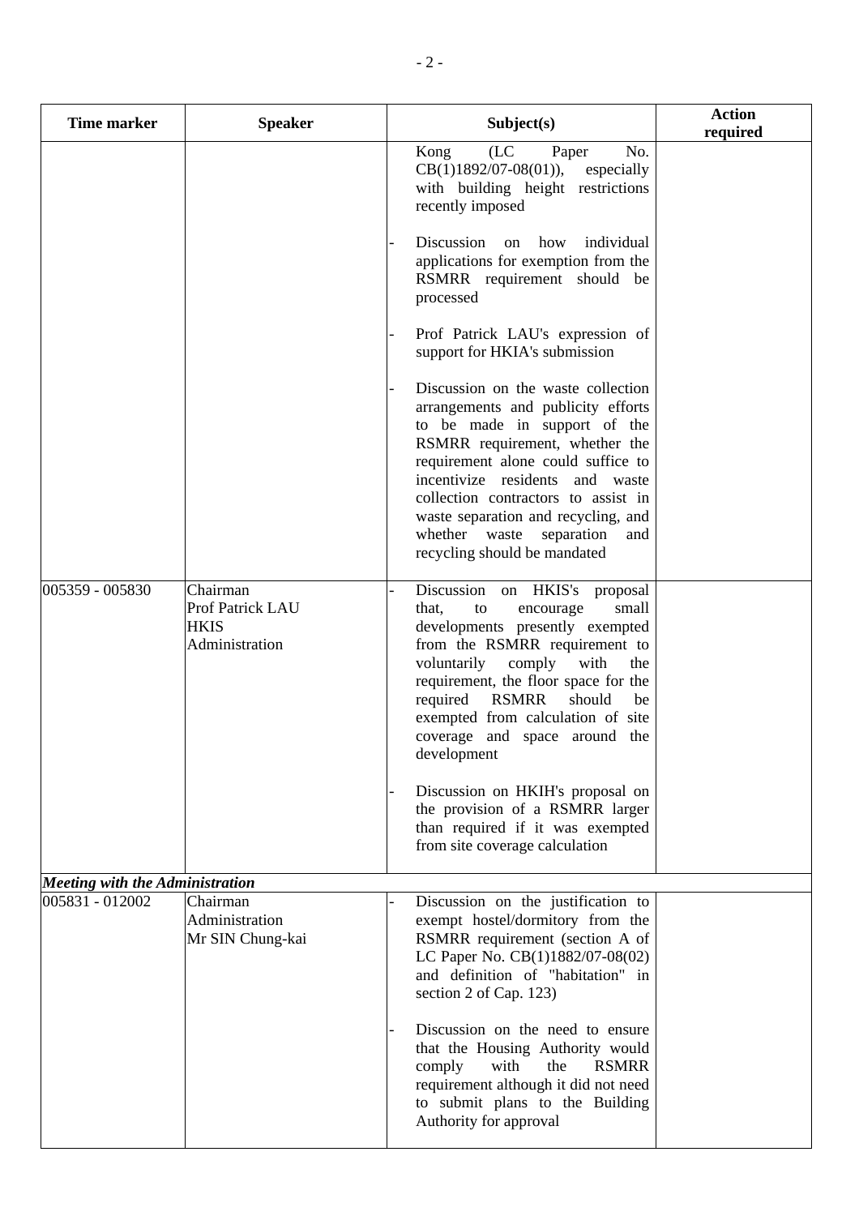| Time marker | Speaker | Subject(s) | Action required |
|---|---|---|---|
| | | Kong (LC Paper No. CB(1)1892/07-08(01)), especially with building height restrictions recently imposed<br><br>- Discussion on how individual applications for exemption from the RSMRR requirement should be processed<br><br>- Prof Patrick LAU's expression of support for HKIA's submission<br><br>- Discussion on the waste collection arrangements and publicity efforts to be made in support of the RSMRR requirement, whether the requirement alone could suffice to incentivize residents and waste collection contractors to assist in waste separation and recycling, and whether waste separation and recycling should be mandated | |
| 005359 - 005830 | Chairman<br>Prof Patrick LAU<br>HKIS<br>Administration | - Discussion on HKIS's proposal that, to encourage small developments presently exempted from the RSMRR requirement to voluntarily comply with the requirement, the floor space for the required RSMRR should be exempted from calculation of site coverage and space around the development<br><br>- Discussion on HKIH's proposal on the provision of a RSMRR larger than required if it was exempted from site coverage calculation | |
| ***Meeting with the Administration*** | | | |
| 005831 - 012002 | Chairman<br>Administration<br>Mr SIN Chung-kai | - Discussion on the justification to exempt hostel/dormitory from the RSMRR requirement (section A of LC Paper No. CB(1)1882/07-08(02) and definition of "habitation" in section 2 of Cap. 123)<br><br>- Discussion on the need to ensure that the Housing Authority would comply with the RSMRR requirement although it did not need to submit plans to the Building Authority for approval | |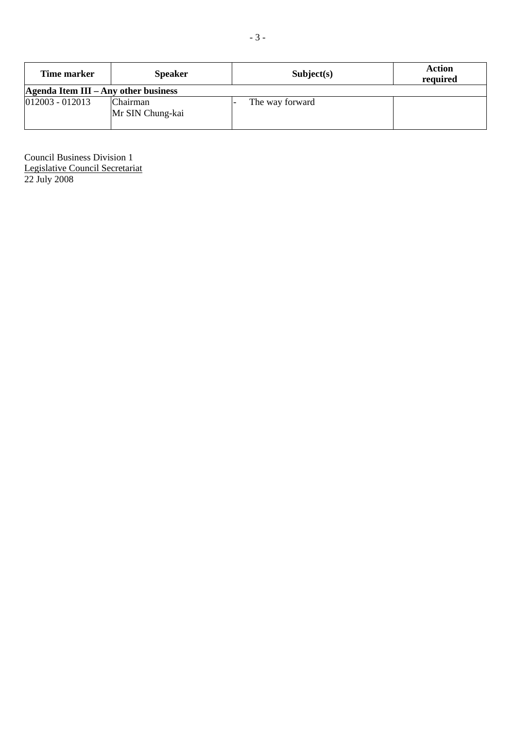| Time marker | Speaker | Subject(s) | Action required |
|---|---|---|---|
| **Agenda Item III – Any other business** | | | |
| 012003 - 012013 | Chairman<br>Mr SIN Chung-kai | - The way forward | |

Council Business Division 1
Legislative Council Secretariat
22 July 2008